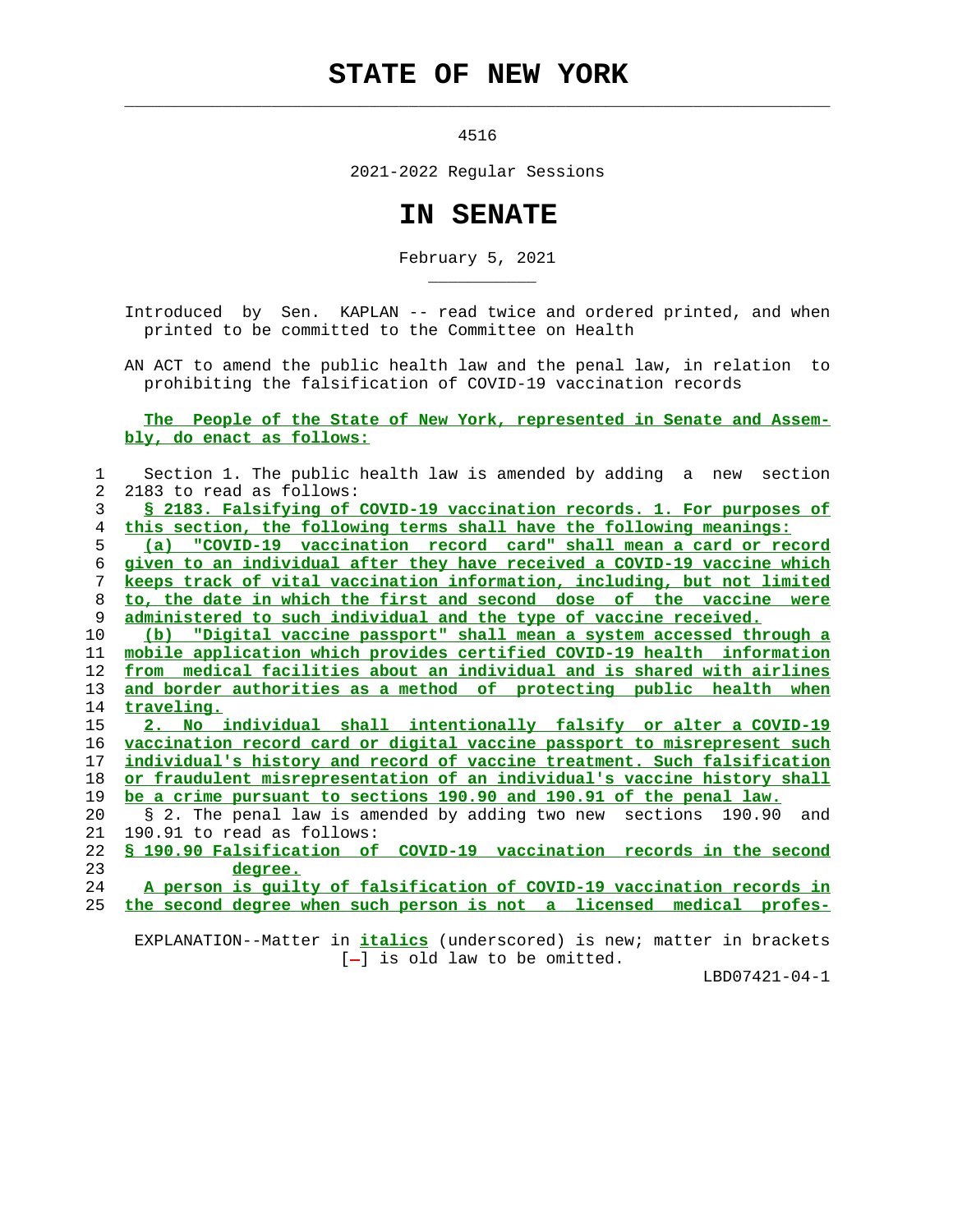# STATE OF NEW YORK

4516

2021-2022 Regular Sessions

# IN SENATE

February 5, 2021

Introduced by Sen. KAPLAN -- read twice and ordered printed, and when printed to be committed to the Committee on Health

AN ACT to amend the public health law and the penal law, in relation to prohibiting the falsification of COVID-19 vaccination records

The People of the State of New York, represented in Senate and Assembly, do enact as follows:

1 Section 1. The public health law is amended by adding a new section
2 2183 to read as follows:
3 § 2183. Falsifying of COVID-19 vaccination records. 1. For purposes of
4 this section, the following terms shall have the following meanings:
5 (a) "COVID-19 vaccination record card" shall mean a card or record
6 given to an individual after they have received a COVID-19 vaccine which
7 keeps track of vital vaccination information, including, but not limited
8 to, the date in which the first and second dose of the vaccine were
9 administered to such individual and the type of vaccine received.
10 (b) "Digital vaccine passport" shall mean a system accessed through a
11 mobile application which provides certified COVID-19 health information
12 from medical facilities about an individual and is shared with airlines
13 and border authorities as a method of protecting public health when
14 traveling.
15 2. No individual shall intentionally falsify or alter a COVID-19
16 vaccination record card or digital vaccine passport to misrepresent such
17 individual's history and record of vaccine treatment. Such falsification
18 or fraudulent misrepresentation of an individual's vaccine history shall
19 be a crime pursuant to sections 190.90 and 190.91 of the penal law.
20 § 2. The penal law is amended by adding two new sections 190.90 and
21 190.91 to read as follows:
22 § 190.90 Falsification of COVID-19 vaccination records in the second
23 degree.
24 A person is guilty of falsification of COVID-19 vaccination records in
25 the second degree when such person is not a licensed medical profes-

EXPLANATION--Matter in *italics* (underscored) is new; matter in brackets [-] is old law to be omitted.

LBD07421-04-1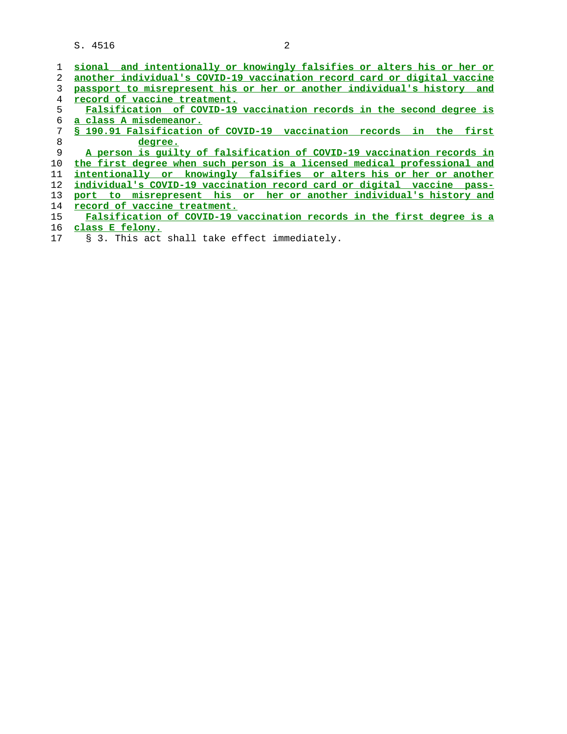sional and intentionally or knowingly falsifies or alters his or her or another individual's COVID-19 vaccination record card or digital vaccine passport to misrepresent his or her or another individual's history and record of vaccine treatment.

Falsification of COVID-19 vaccination records in the second degree is a class A misdemeanor.

§ 190.91 Falsification of COVID-19 vaccination records in the first degree.

A person is guilty of falsification of COVID-19 vaccination records in the first degree when such person is a licensed medical professional and intentionally or knowingly falsifies or alters his or her or another individual's COVID-19 vaccination record card or digital vaccine passport to misrepresent his or her or another individual's history and record of vaccine treatment.

Falsification of COVID-19 vaccination records in the first degree is a class E felony.

§ 3. This act shall take effect immediately.